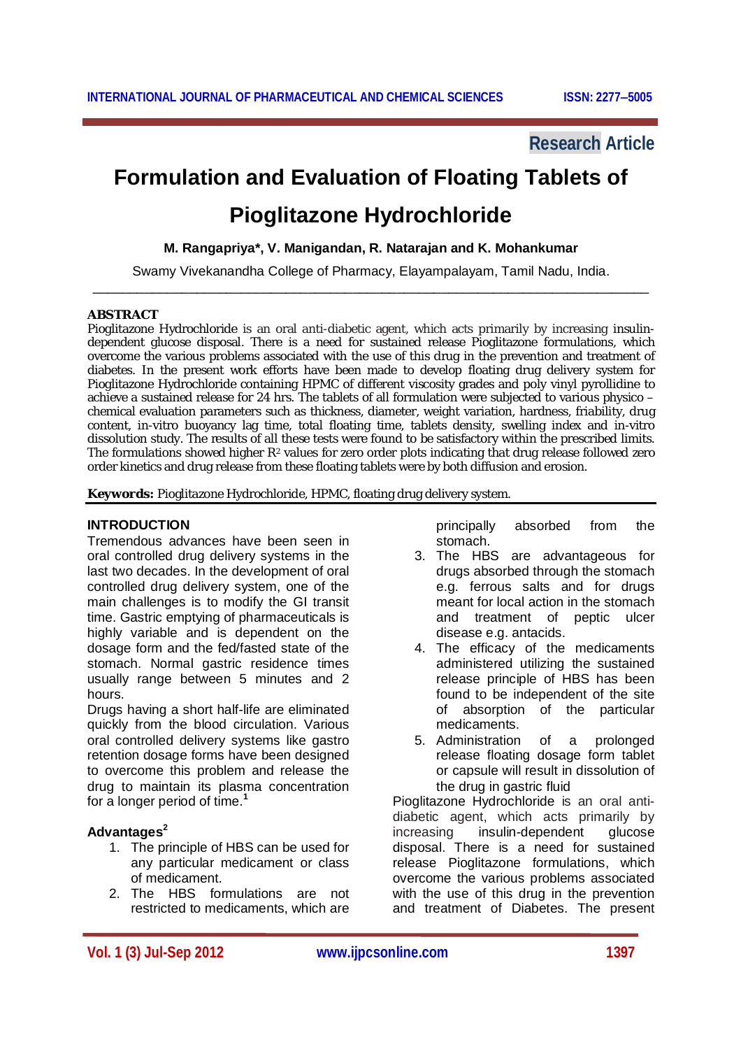Research Article

# Formulation and Evaluation of Floating Tablets of Pioglitazone Hydrochloride

**M. Rangapriya*, V. Manigandan, R. Natarajan and K. Mohankumar**

Swamy Vivekanandha College of Pharmacy, Elayampalayam, Tamil Nadu, India.

## ABSTRACT

Pioglitazone Hydrochloride is an oral anti-diabetic agent, which acts primarily by increasing insulin-dependent glucose disposal. There is a need for sustained release Pioglitazone formulations, which overcome the various problems associated with the use of this drug in the prevention and treatment of diabetes. In the present work efforts have been made to develop floating drug delivery system for Pioglitazone Hydrochloride containing HPMC of different viscosity grades and poly vinyl pyrollidine to achieve a sustained release for 24 hrs. The tablets of all formulation were subjected to various physico –chemical evaluation parameters such as thickness, diameter, weight variation, hardness, friability, drug content, in-vitro buoyancy lag time, total floating time, tablets density, swelling index and in-vitro dissolution study. The results of all these tests were found to be satisfactory within the prescribed limits. The formulations showed higher $R^2$ values for zero order plots indicating that drug release followed zero order kinetics and drug release from these floating tablets were by both diffusion and erosion.

**Keywords:** Pioglitazone Hydrochloride, HPMC, floating drug delivery system.

## INTRODUCTION

Tremendous advances have been seen in oral controlled drug delivery systems in the last two decades. In the development of oral controlled drug delivery system, one of the main challenges is to modify the GI transit time. Gastric emptying of pharmaceuticals is highly variable and is dependent on the dosage form and the fed/fasted state of the stomach. Normal gastric residence times usually range between 5 minutes and 2 hours.

Drugs having a short half-life are eliminated quickly from the blood circulation. Various oral controlled delivery systems like gastro retention dosage forms have been designed to overcome this problem and release the drug to maintain its plasma concentration for a longer period of time.[1]

### Advantages[2]

1. The principle of HBS can be used for any particular medicament or class of medicament.
2. The HBS formulations are not restricted to medicaments, which are principally absorbed from the stomach.
3. The HBS are advantageous for drugs absorbed through the stomach e.g. ferrous salts and for drugs meant for local action in the stomach and treatment of peptic ulcer disease e.g. antacids.
4. The efficacy of the medicaments administered utilizing the sustained release principle of HBS has been found to be independent of the site of absorption of the particular medicaments.
5. Administration of a prolonged release floating dosage form tablet or capsule will result in dissolution of the drug in gastric fluid

Pioglitazone Hydrochloride is an oral anti-diabetic agent, which acts primarily by increasing insulin-dependent glucose disposal. There is a need for sustained release Pioglitazone formulations, which overcome the various problems associated with the use of this drug in the prevention and treatment of Diabetes. The present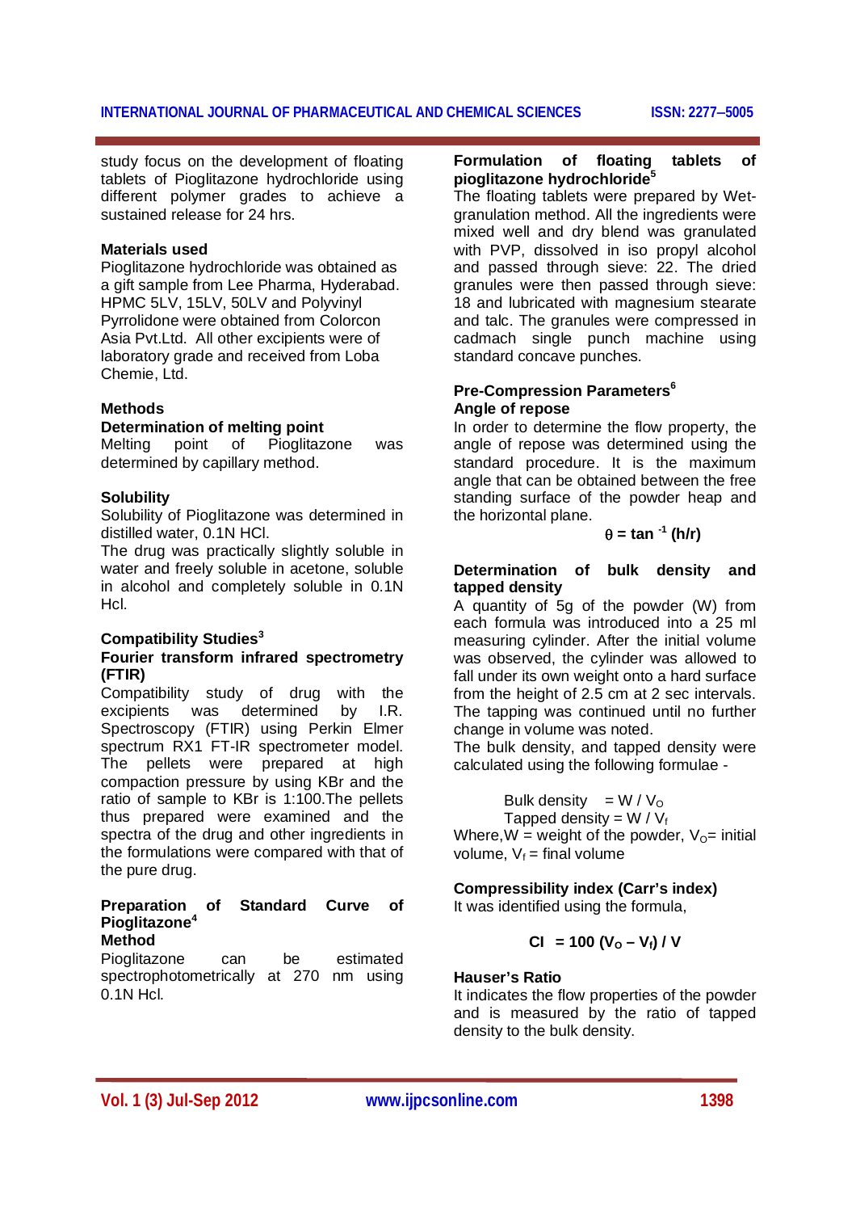study focus on the development of floating tablets of Pioglitazone hydrochloride using different polymer grades to achieve a sustained release for 24 hrs.

**Materials used**

Pioglitazone hydrochloride was obtained as a gift sample from Lee Pharma, Hyderabad. HPMC 5LV, 15LV, 50LV and Polyvinyl Pyrrolidone were obtained from Colorcon Asia Pvt.Ltd. All other excipients were of laboratory grade and received from Loba Chemie, Ltd.

**Methods**

**Determination of melting point**

Melting point of Pioglitazone was determined by capillary method.

**Solubility**

Solubility of Pioglitazone was determined in distilled water, 0.1N HCl.

The drug was practically slightly soluble in water and freely soluble in acetone, soluble in alcohol and completely soluble in 0.1N Hcl.

**Compatibility Studies[3]**

**Fourier transform infrared spectrometry (FTIR)**

Compatibility study of drug with the excipients was determined by I.R. Spectroscopy (FTIR) using Perkin Elmer spectrum RX1 FT-IR spectrometer model. The pellets were prepared at high compaction pressure by using KBr and the ratio of sample to KBr is 1:100.The pellets thus prepared were examined and the spectra of the drug and other ingredients in the formulations were compared with that of the pure drug.

**Preparation of Standard Curve of Pioglitazone[4]**

**Method**

Pioglitazone can be estimated spectrophotometrically at 270 nm using 0.1N Hcl.

**Formulation of floating tablets of pioglitazone hydrochloride[5]**

The floating tablets were prepared by Wet-granulation method. All the ingredients were mixed well and dry blend was granulated with PVP, dissolved in iso propyl alcohol and passed through sieve: 22. The dried granules were then passed through sieve: 18 and lubricated with magnesium stearate and talc. The granules were compressed in cadmach single punch machine using standard concave punches.

**Pre-Compression Parameters[6]**

**Angle of repose**

In order to determine the flow property, the angle of repose was determined using the standard procedure. It is the maximum angle that can be obtained between the free standing surface of the powder heap and the horizontal plane.

$$\theta = \tan^{-1} (h/r)$$

**Determination of bulk density and tapped density**

A quantity of 5g of the powder (W) from each formula was introduced into a 25 ml measuring cylinder. After the initial volume was observed, the cylinder was allowed to fall under its own weight onto a hard surface from the height of 2.5 cm at 2 sec intervals. The tapping was continued until no further change in volume was noted.

The bulk density, and tapped density were calculated using the following formulae -

$$\text{Bulk density} = W / V_O$$

$$\text{Tapped density} = W / V_f$$

Where, W = weight of the powder, $V_O$= initial volume, $V_f$ = final volume

**Compressibility index (Carr's index)**

It was identified using the formula,

$$CI = 100 (V_O - V_f) / V$$

**Hauser's Ratio**

It indicates the flow properties of the powder and is measured by the ratio of tapped density to the bulk density.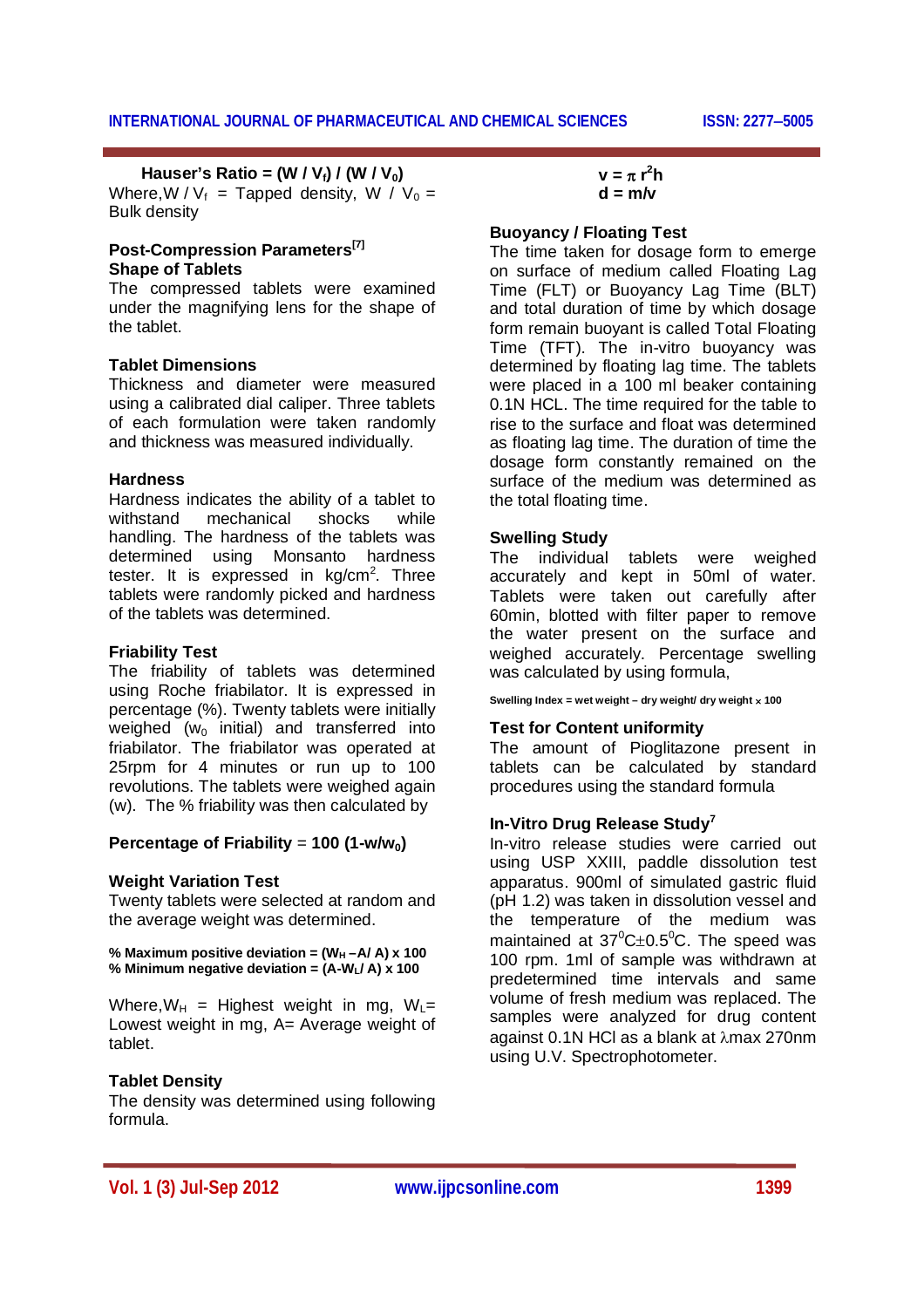**Hauser's Ratio = $(W / V_f) / (W / V_0)$**
Where, $W / V_f$ = Tapped density, $W / V_0$ = Bulk density

### Post-Compression Parameters[7]

### Shape of Tablets

The compressed tablets were examined under the magnifying lens for the shape of the tablet.

### Tablet Dimensions

Thickness and diameter were measured using a calibrated dial caliper. Three tablets of each formulation were taken randomly and thickness was measured individually.

### Hardness

Hardness indicates the ability of a tablet to withstand mechanical shocks while handling. The hardness of the tablets was determined using Monsanto hardness tester. It is expressed in $kg/cm^2$. Three tablets were randomly picked and hardness of the tablets was determined.

### Friability Test

The friability of tablets was determined using Roche friabilator. It is expressed in percentage (%). Twenty tablets were initially weighed ($w_0$ initial) and transferred into friabilator. The friabilator was operated at 25rpm for 4 minutes or run up to 100 revolutions. The tablets were weighed again (w). The % friability was then calculated by

**Percentage of Friability = $100 (1 - w/w_0)$**

### Weight Variation Test

Twenty tablets were selected at random and the average weight was determined.

**% Maximum positive deviation = $(W_H - A / A) \times 100$**
**% Minimum negative deviation = $(A - W_L / A) \times 100$**

Where, $W_H$ = Highest weight in mg, $W_L$ = Lowest weight in mg, A= Average weight of tablet.

### Tablet Density

The density was determined using following formula.

$$v = \pi r^2 h$$
$$d = m/v$$

### Buoyancy / Floating Test

The time taken for dosage form to emerge on surface of medium called Floating Lag Time (FLT) or Buoyancy Lag Time (BLT) and total duration of time by which dosage form remain buoyant is called Total Floating Time (TFT). The in-vitro buoyancy was determined by floating lag time. The tablets were placed in a 100 ml beaker containing 0.1N HCL. The time required for the table to rise to the surface and float was determined as floating lag time. The duration of time the dosage form constantly remained on the surface of the medium was determined as the total floating time.

### Swelling Study

The individual tablets were weighed accurately and kept in 50ml of water. Tablets were taken out carefully after 60min, blotted with filter paper to remove the water present on the surface and weighed accurately. Percentage swelling was calculated by using formula,

**Swelling Index = wet weight – dry weight/ dry weight $\times$ 100**

### Test for Content uniformity

The amount of Pioglitazone present in tablets can be calculated by standard procedures using the standard formula

### In-Vitro Drug Release Study[7]

In-vitro release studies were carried out using USP XXIII, paddle dissolution test apparatus. 900ml of simulated gastric fluid (pH 1.2) was taken in dissolution vessel and the temperature of the medium was maintained at $37^0C \pm 0.5^0C$. The speed was 100 rpm. 1ml of sample was withdrawn at predetermined time intervals and same volume of fresh medium was replaced. The samples were analyzed for drug content against 0.1N HCl as a blank at $\lambda$max 270nm using U.V. Spectrophotometer.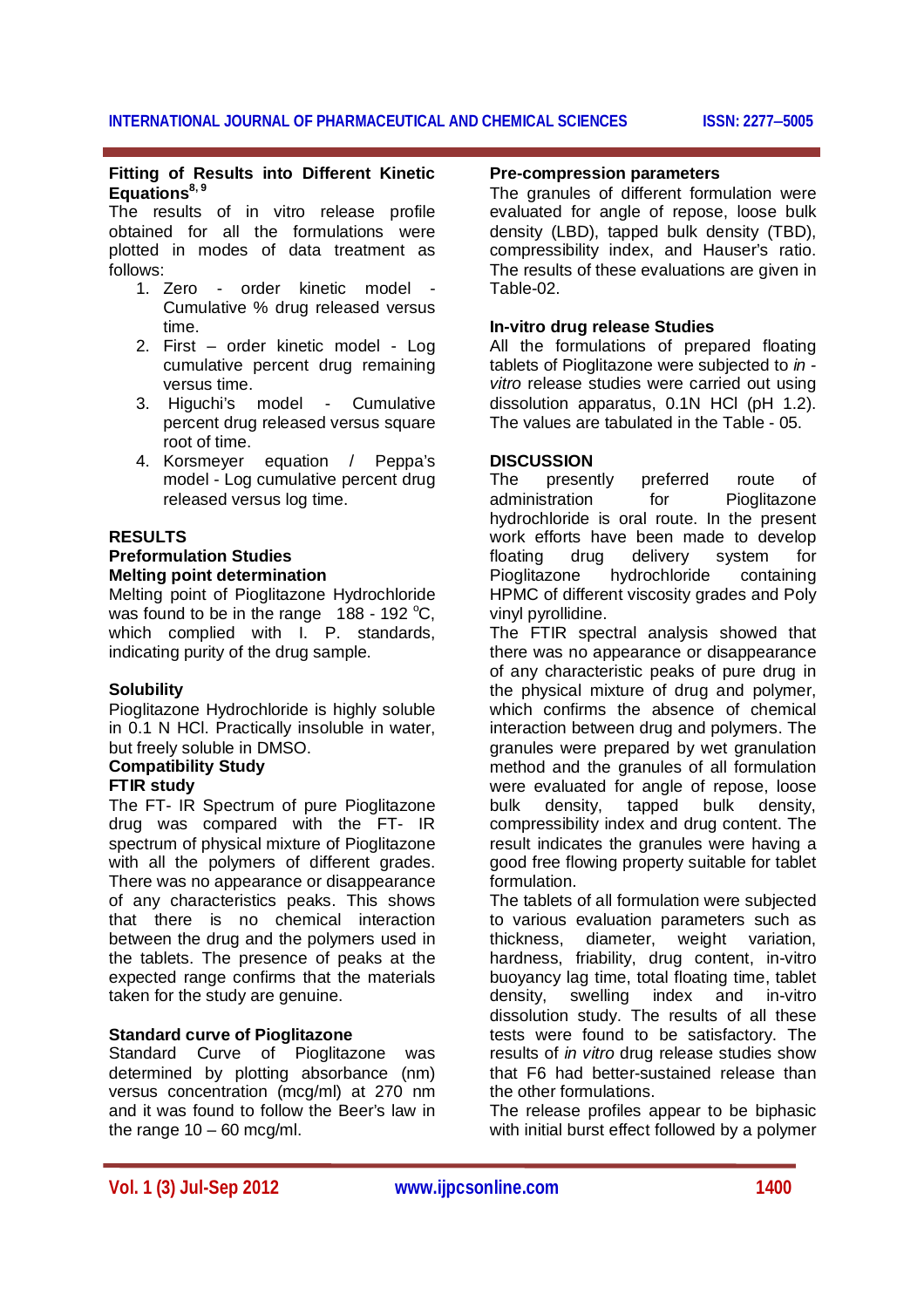### Fitting of Results into Different Kinetic Equations[8, 9]

The results of in vitro release profile obtained for all the formulations were plotted in modes of data treatment as follows:

1. Zero - order kinetic model - Cumulative % drug released versus time.
2. First – order kinetic model - Log cumulative percent drug remaining versus time.
3. Higuchi's model - Cumulative percent drug released versus square root of time.
4. Korsmeyer equation / Peppa's model - Log cumulative percent drug released versus log time.

## RESULTS

### Preformulation Studies

#### Melting point determination

Melting point of Pioglitazone Hydrochloride was found to be in the range 188 - 192 °C, which complied with I. P. standards, indicating purity of the drug sample.

#### Solubility

Pioglitazone Hydrochloride is highly soluble in 0.1 N HCl. Practically insoluble in water, but freely soluble in DMSO.

#### Compatibility Study

#### FTIR study

The FT- IR Spectrum of pure Pioglitazone drug was compared with the FT- IR spectrum of physical mixture of Pioglitazone with all the polymers of different grades. There was no appearance or disappearance of any characteristics peaks. This shows that there is no chemical interaction between the drug and the polymers used in the tablets. The presence of peaks at the expected range confirms that the materials taken for the study are genuine.

#### Standard curve of Pioglitazone

Standard Curve of Pioglitazone was determined by plotting absorbance (nm) versus concentration (mcg/ml) at 270 nm and it was found to follow the Beer's law in the range 10 – 60 mcg/ml.

#### Pre-compression parameters

The granules of different formulation were evaluated for angle of repose, loose bulk density (LBD), tapped bulk density (TBD), compressibility index, and Hauser's ratio. The results of these evaluations are given in Table-02.

#### In-vitro drug release Studies

All the formulations of prepared floating tablets of Pioglitazone were subjected to *in - vitro* release studies were carried out using dissolution apparatus, 0.1N HCl (pH 1.2). The values are tabulated in the Table - 05.

## DISCUSSION

The presently preferred route of administration for Pioglitazone hydrochloride is oral route. In the present work efforts have been made to develop floating drug delivery system for Pioglitazone hydrochloride containing HPMC of different viscosity grades and Poly vinyl pyrollidine.

The FTIR spectral analysis showed that there was no appearance or disappearance of any characteristic peaks of pure drug in the physical mixture of drug and polymer, which confirms the absence of chemical interaction between drug and polymers. The granules were prepared by wet granulation method and the granules of all formulation were evaluated for angle of repose, loose bulk density, tapped bulk density, compressibility index and drug content. The result indicates the granules were having a good free flowing property suitable for tablet formulation.

The tablets of all formulation were subjected to various evaluation parameters such as thickness, diameter, weight variation, hardness, friability, drug content, in-vitro buoyancy lag time, total floating time, tablet density, swelling index and in-vitro dissolution study. The results of all these tests were found to be satisfactory. The results of *in vitro* drug release studies show that F6 had better-sustained release than the other formulations.

The release profiles appear to be biphasic with initial burst effect followed by a polymer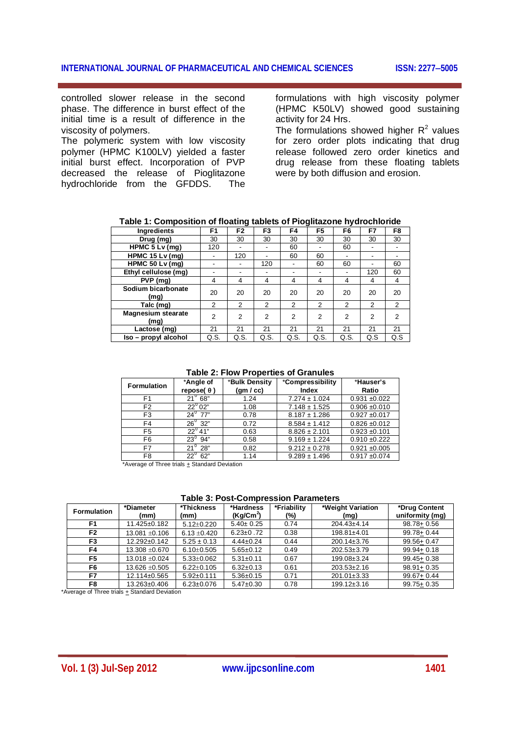controlled slower release in the second phase. The difference in burst effect of the initial time is a result of difference in the viscosity of polymers.

The polymeric system with low viscosity polymer (HPMC K100LV) yielded a faster initial burst effect. Incorporation of PVP decreased the release of Pioglitazone hydrochloride from the GFDDS. The formulations with high viscosity polymer (HPMC K50LV) showed good sustaining activity for 24 Hrs.

The formulations showed higher $R^2$ values for zero order plots indicating that drug release followed zero order kinetics and drug release from these floating tablets were by both diffusion and erosion.

**Table 1: Composition of floating tablets of Pioglitazone hydrochloride**

| Ingredients | F1 | F2 | F3 | F4 | F5 | F6 | F7 | F8 |
|---|---|---|---|---|---|---|---|---|
| Drug (mg) | 30 | 30 | 30 | 30 | 30 | 30 | 30 | 30 |
| HPMC 5 Lv (mg) | 120 | - | - | 60 | - | 60 | - | - |
| HPMC 15 Lv (mg) | - | 120 | - | 60 | 60 | - | - | - |
| HPMC 50 Lv (mg) | - | - | 120 | - | 60 | 60 | - | 60 |
| Ethyl cellulose (mg) | - | - | - | - | - | - | 120 | 60 |
| PVP (mg) | 4 | 4 | 4 | 4 | 4 | 4 | 4 | 4 |
| Sodium bicarbonate (mg) | 20 | 20 | 20 | 20 | 20 | 20 | 20 | 20 |
| Talc (mg) | 2 | 2 | 2 | 2 | 2 | 2 | 2 | 2 |
| Magnesium stearate (mg) | 2 | 2 | 2 | 2 | 2 | 2 | 2 | 2 |
| Lactose (mg) | 21 | 21 | 21 | 21 | 21 | 21 | 21 | 21 |
| Iso – propyl alcohol | Q.S. | Q.S. | Q.S. | Q.S. | Q.S. | Q.S. | Q.S | Q.S |

**Table 2: Flow Properties of Granules**

| Formulation | *Angle of repose( θ ) | *Bulk Density (gm / cc) | *Compressibility Index | *Hauser's Ratio |
|---|---|---|---|---|
| F1 | 21° 68" | 1.24 | 7.274 ± 1.024 | 0.931 ±0.022 |
| F2 | 22° 02" | 1.08 | 7.148 ± 1.525 | 0.906 ±0.010 |
| F3 | 24° 77" | 0.78 | 8.187 ± 1.286 | 0.927 ±0.017 |
| F4 | 26° 32" | 0.72 | 8.584 ± 1.412 | 0.826 ±0.012 |
| F5 | 22° 41" | 0.63 | 8.826 ± 2.101 | 0.923 ±0.101 |
| F6 | 23° 94" | 0.58 | 9.169 ± 1.224 | 0.910 ±0.222 |
| F7 | 21° 28" | 0.82 | 9.212 ± 0.278 | 0.921 ±0.005 |
| F8 | 22° 62" | 1.14 | 9.289 ± 1.496 | 0.917 ±0.074 |

*Average of Three trials ± Standard Deviation

**Table 3: Post-Compression Parameters**

| Formulation | *Diameter (mm) | *Thickness (mm) | *Hardness ($Kg/Cm^2$) | *Friability (%) | *Weight Variation (mg) | *Drug Content uniformity (mg) |
|---|---|---|---|---|---|---|
| F1 | 11.425±0.182 | 5.12±0.220 | 5.40± 0.25 | 0.74 | 204.43±4.14 | 98.78± 0.56 |
| F2 | 13.081 ±0.106 | 6.13 ±0.420 | 6.23±0 .72 | 0.38 | 198.81±4.01 | 99.78± 0.44 |
| F3 | 12.292±0.142 | 5.25 ± 0.13 | 4.44±0.24 | 0.44 | 200.14±3.76 | 99.56± 0.47 |
| F4 | 13.308 ±0.670 | 6.10±0.505 | 5.65±0.12 | 0.49 | 202.53±3.79 | 99.94± 0.18 |
| F5 | 13.018 ±0.024 | 5.33±0.062 | 5.31±0.11 | 0.67 | 199.08±3.24 | 99.45± 0.38 |
| F6 | 13.626 ±0.505 | 6.22±0.105 | 6.32±0.13 | 0.61 | 203.53±2.16 | 98.91± 0.35 |
| F7 | 12.114±0.565 | 5.92±0.111 | 5.36±0.15 | 0.71 | 201.01±3.33 | 99.67± 0.44 |
| F8 | 13.263±0.406 | 6.23±0.076 | 5.47±0.30 | 0.78 | 199.12±3.16 | 99.75± 0.35 |

*Average of Three trials ± Standard Deviation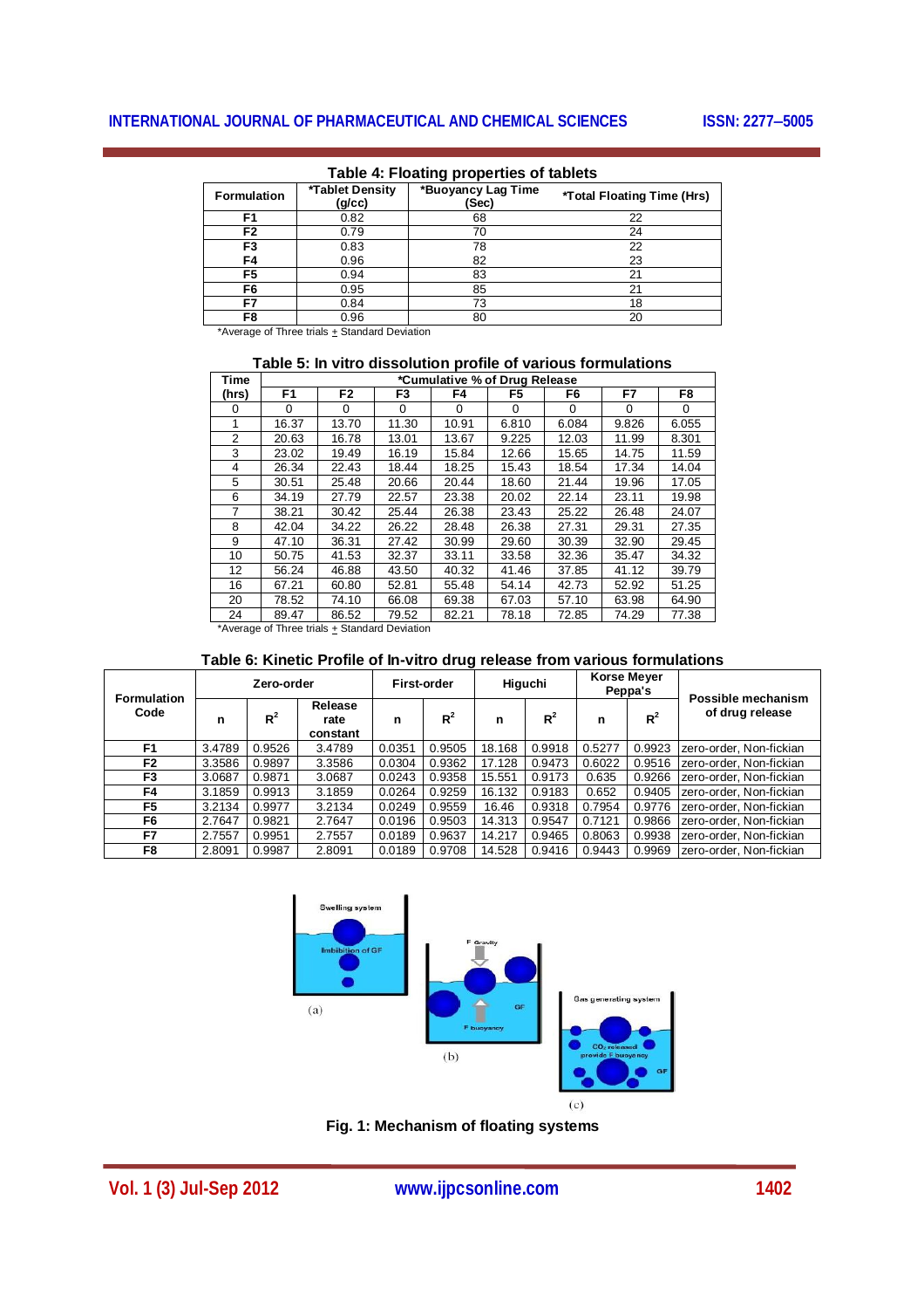**Table 4: Floating properties of tablets**

| Formulation | *Tablet Density (g/cc) | *Buoyancy Lag Time (Sec) | *Total Floating Time (Hrs) |
|---|---|---|---|
| F1 | 0.82 | 68 | 22 |
| F2 | 0.79 | 70 | 24 |
| F3 | 0.83 | 78 | 22 |
| F4 | 0.96 | 82 | 23 |
| F5 | 0.94 | 83 | 21 |
| F6 | 0.95 | 85 | 21 |
| F7 | 0.84 | 73 | 18 |
| F8 | 0.96 | 80 | 20 |

*Average of Three trials ± Standard Deviation

**Table 5: In vitro dissolution profile of various formulations**

| Time (hrs) | *Cumulative % of Drug Release | | | | | | | |
|---|---|---|---|---|---|---|---|---|
| | F1 | F2 | F3 | F4 | F5 | F6 | F7 | F8 |
| 0 | 0 | 0 | 0 | 0 | 0 | 0 | 0 | 0 |
| 1 | 16.37 | 13.70 | 11.30 | 10.91 | 6.810 | 6.084 | 9.826 | 6.055 |
| 2 | 20.63 | 16.78 | 13.01 | 13.67 | 9.225 | 12.03 | 11.99 | 8.301 |
| 3 | 23.02 | 19.49 | 16.19 | 15.84 | 12.66 | 15.65 | 14.75 | 11.59 |
| 4 | 26.34 | 22.43 | 18.44 | 18.25 | 15.43 | 18.54 | 17.34 | 14.04 |
| 5 | 30.51 | 25.48 | 20.66 | 20.44 | 18.60 | 21.44 | 19.96 | 17.05 |
| 6 | 34.19 | 27.79 | 22.57 | 23.38 | 20.02 | 22.14 | 23.11 | 19.98 |
| 7 | 38.21 | 30.42 | 25.44 | 26.38 | 23.43 | 25.22 | 26.48 | 24.07 |
| 8 | 42.04 | 34.22 | 26.22 | 28.48 | 26.38 | 27.31 | 29.31 | 27.35 |
| 9 | 47.10 | 36.31 | 27.42 | 30.99 | 29.60 | 30.39 | 32.90 | 29.45 |
| 10 | 50.75 | 41.53 | 32.37 | 33.11 | 33.58 | 32.36 | 35.47 | 34.32 |
| 12 | 56.24 | 46.88 | 43.50 | 40.32 | 41.46 | 37.85 | 41.12 | 39.79 |
| 16 | 67.21 | 60.80 | 52.81 | 55.48 | 54.14 | 42.73 | 52.92 | 51.25 |
| 20 | 78.52 | 74.10 | 66.08 | 69.38 | 67.03 | 57.10 | 63.98 | 64.90 |
| 24 | 89.47 | 86.52 | 79.52 | 82.21 | 78.18 | 72.85 | 74.29 | 77.38 |

*Average of Three trials ± Standard Deviation

**Table 6: Kinetic Profile of In-vitro drug release from various formulations**

| Formulation Code | Zero-order | | | First-order | | Higuchi | | Korse Meyer Peppa's | | Possible mechanism of drug release |
|---|---|---|---|---|---|---|---|---|---|---|
| | n | $R^2$ | Release rate constant | n | $R^2$ | n | $R^2$ | n | $R^2$ | |
| F1 | 3.4789 | 0.9526 | 3.4789 | 0.0351 | 0.9505 | 18.168 | 0.9918 | 0.5277 | 0.9923 | zero-order, Non-fickian |
| F2 | 3.3586 | 0.9897 | 3.3586 | 0.0304 | 0.9362 | 17.128 | 0.9473 | 0.6022 | 0.9516 | zero-order, Non-fickian |
| F3 | 3.0687 | 0.9871 | 3.0687 | 0.0243 | 0.9358 | 15.551 | 0.9173 | 0.635 | 0.9266 | zero-order, Non-fickian |
| F4 | 3.1859 | 0.9913 | 3.1859 | 0.0264 | 0.9259 | 16.132 | 0.9183 | 0.652 | 0.9405 | zero-order, Non-fickian |
| F5 | 3.2134 | 0.9977 | 3.2134 | 0.0249 | 0.9559 | 16.46 | 0.9318 | 0.7954 | 0.9776 | zero-order, Non-fickian |
| F6 | 2.7647 | 0.9821 | 2.7647 | 0.0196 | 0.9503 | 14.313 | 0.9547 | 0.7121 | 0.9866 | zero-order, Non-fickian |
| F7 | 2.7557 | 0.9951 | 2.7557 | 0.0189 | 0.9637 | 14.217 | 0.9465 | 0.8063 | 0.9938 | zero-order, Non-fickian |
| F8 | 2.8091 | 0.9987 | 2.8091 | 0.0189 | 0.9708 | 14.528 | 0.9416 | 0.9443 | 0.9969 | zero-order, Non-fickian |

**Fig. 1: Mechanism of floating systems**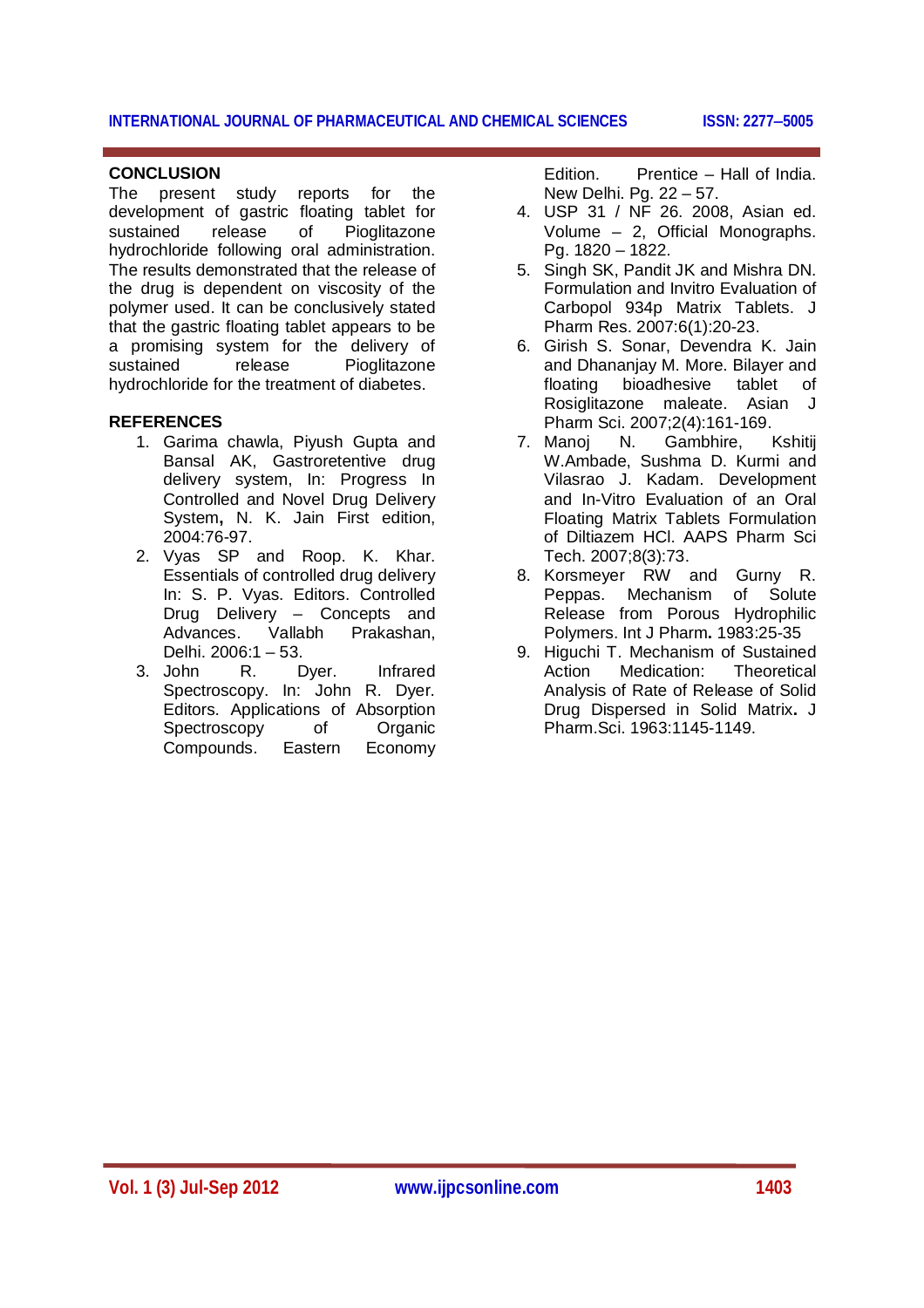## CONCLUSION

The present study reports for the development of gastric floating tablet for sustained release of Pioglitazone hydrochloride following oral administration. The results demonstrated that the release of the drug is dependent on viscosity of the polymer used. It can be conclusively stated that the gastric floating tablet appears to be a promising system for the delivery of sustained release Pioglitazone hydrochloride for the treatment of diabetes.

## REFERENCES

1. Garima chawla, Piyush Gupta and Bansal AK, Gastroretentive drug delivery system, In: Progress In Controlled and Novel Drug Delivery System**,** N. K. Jain First edition, 2004:76-97.
2. Vyas SP and Roop. K. Khar. Essentials of controlled drug delivery In: S. P. Vyas. Editors. Controlled Drug Delivery – Concepts and Advances. Vallabh Prakashan, Delhi. 2006:1 – 53.
3. John R. Dyer. Infrared Spectroscopy. In: John R. Dyer. Editors. Applications of Absorption Spectroscopy of Organic Compounds. Eastern Economy Edition. Prentice – Hall of India. New Delhi. Pg. 22 – 57.
4. USP 31 / NF 26. 2008, Asian ed. Volume – 2, Official Monographs. Pg. 1820 – 1822.
5. Singh SK, Pandit JK and Mishra DN. Formulation and Invitro Evaluation of Carbopol 934p Matrix Tablets. J Pharm Res. 2007:6(1):20-23.
6. Girish S. Sonar, Devendra K. Jain and Dhananjay M. More. Bilayer and floating bioadhesive tablet of Rosiglitazone maleate. Asian J Pharm Sci. 2007;2(4):161-169.
7. Manoj N. Gambhire, Kshitij W.Ambade, Sushma D. Kurmi and Vilasrao J. Kadam. Development and In-Vitro Evaluation of an Oral Floating Matrix Tablets Formulation of Diltiazem HCl. AAPS Pharm Sci Tech. 2007;8(3):73.
8. Korsmeyer RW and Gurny R. Peppas. Mechanism of Solute Release from Porous Hydrophilic Polymers. Int J Pharm**.** 1983:25-35
9. Higuchi T. Mechanism of Sustained Action Medication: Theoretical Analysis of Rate of Release of Solid Drug Dispersed in Solid Matrix**.** J Pharm.Sci. 1963:1145-1149.